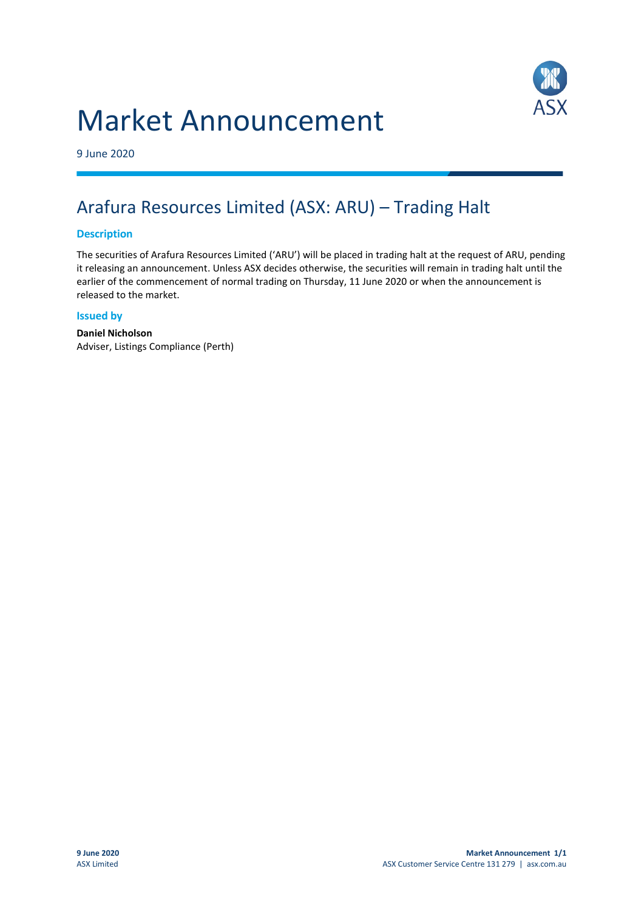# Market Announcement

9 June 2020

## Arafura Resources Limited (ASX: ARU) – Trading Halt

### Description

The securities of Arafura Resources Limited ('ARU') will be placed in trading halt at the request of ARU, pending it releasing an announcement. Unless ASX decides otherwise, the securities will remain in trading halt until the earlier of the commencement of normal trading on Thursday, 11 June 2020 or when the announcement is released to the market.

### Issued by

**Daniel Nicholson**
Adviser, Listings Compliance (Perth)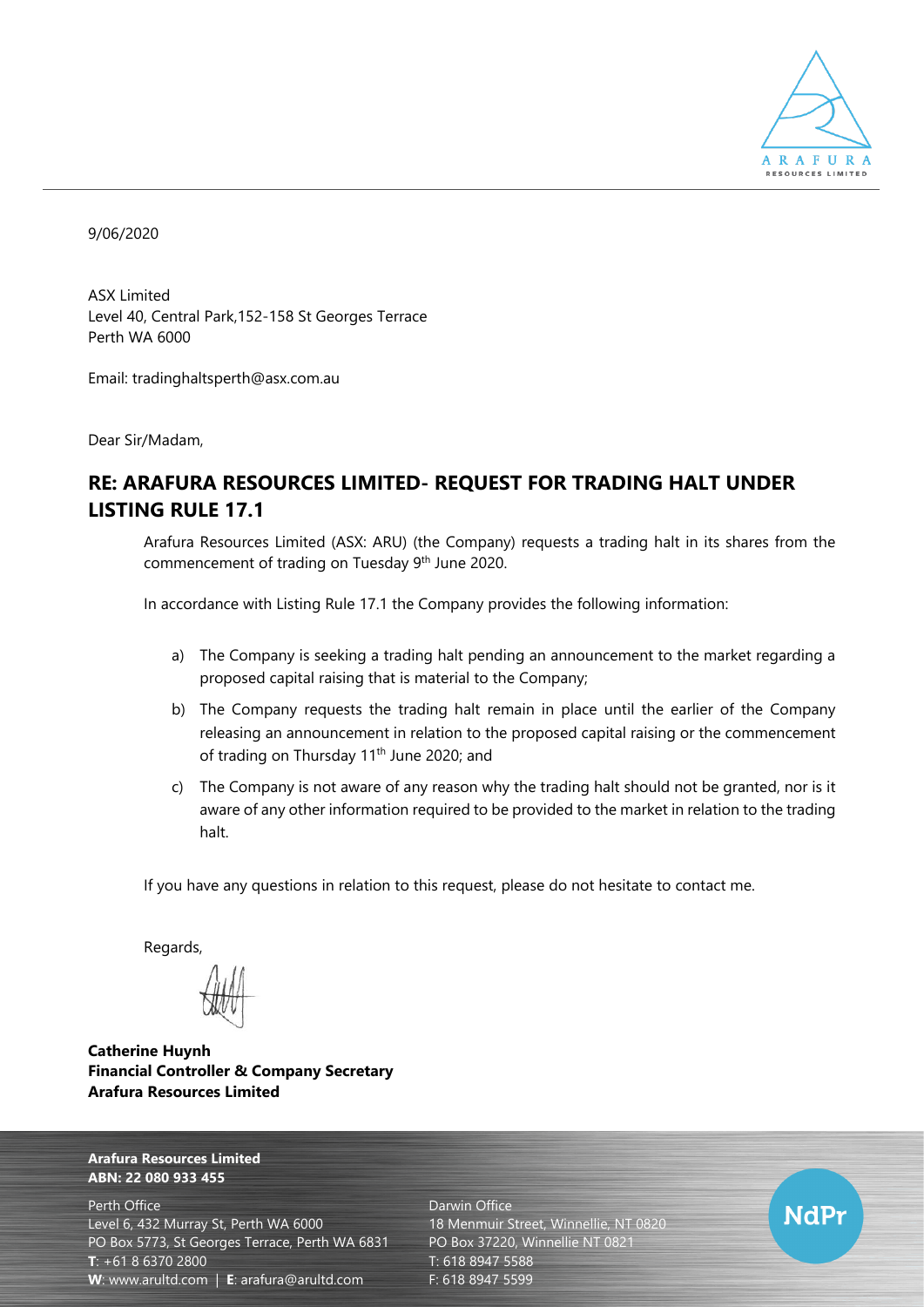9/06/2020

ASX Limited
Level 40, Central Park,152-158 St Georges Terrace
Perth WA 6000

Email: tradinghaltsperth@asx.com.au

Dear Sir/Madam,

## RE: ARAFURA RESOURCES LIMITED- REQUEST FOR TRADING HALT UNDER LISTING RULE 17.1

Arafura Resources Limited (ASX: ARU) (the Company) requests a trading halt in its shares from the commencement of trading on Tuesday 9th June 2020.

In accordance with Listing Rule 17.1 the Company provides the following information:

a) The Company is seeking a trading halt pending an announcement to the market regarding a proposed capital raising that is material to the Company;

b) The Company requests the trading halt remain in place until the earlier of the Company releasing an announcement in relation to the proposed capital raising or the commencement of trading on Thursday 11th June 2020; and

c) The Company is not aware of any reason why the trading halt should not be granted, nor is it aware of any other information required to be provided to the market in relation to the trading halt.

If you have any questions in relation to this request, please do not hesitate to contact me.

Regards,

**Catherine Huynh**
**Financial Controller & Company Secretary**
**Arafura Resources Limited**

**Arafura Resources Limited**
**ABN: 22 080 933 455**

Perth Office
Level 6, 432 Murray St, Perth WA 6000
PO Box 5773, St Georges Terrace, Perth WA 6831
**T**: +61 8 6370 2800
**W**: www.arultd.com | **E**: arafura@arultd.com

Darwin Office
18 Menmuir Street, Winnellie, NT 0820
PO Box 37220, Winnellie NT 0821
T: 618 8947 5588
F: 618 8947 5599

NdPr